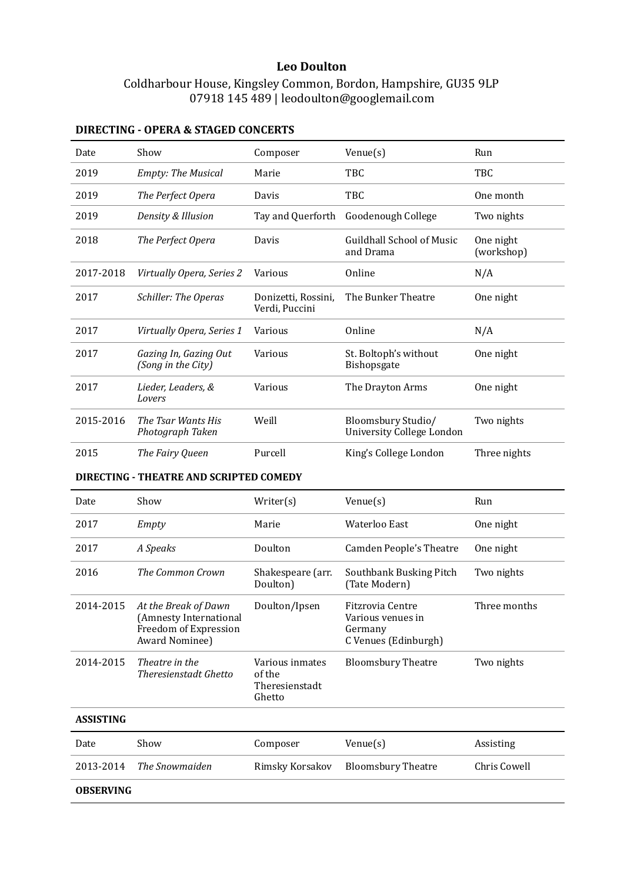# Leo Doulton

Coldharbour House, Kingsley Common, Bordon, Hampshire, GU35 9LP
07918 145 489 | leodoulton@googlemail.com

## DIRECTING - OPERA & STAGED CONCERTS

| Date | Show | Composer | Venue(s) | Run |
|---|---|---|---|---|
| 2019 | *Empty: The Musical* | Marie | TBC | TBC |
| 2019 | *The Perfect Opera* | Davis | TBC | One month |
| 2019 | *Density & Illusion* | Tay and Querforth | Goodenough College | Two nights |
| 2018 | *The Perfect Opera* | Davis | Guildhall School of Music and Drama | One night (workshop) |
| 2017-2018 | *Virtually Opera, Series 2* | Various | Online | N/A |
| 2017 | *Schiller: The Operas* | Donizetti, Rossini, Verdi, Puccini | The Bunker Theatre | One night |
| 2017 | *Virtually Opera, Series 1* | Various | Online | N/A |
| 2017 | *Gazing In, Gazing Out (Song in the City)* | Various | St. Boltoph's without Bishopsgate | One night |
| 2017 | *Lieder, Leaders, & Lovers* | Various | The Drayton Arms | One night |
| 2015-2016 | *The Tsar Wants His Photograph Taken* | Weill | Bloomsbury Studio/ University College London | Two nights |
| 2015 | *The Fairy Queen* | Purcell | King's College London | Three nights |

## DIRECTING - THEATRE AND SCRIPTED COMEDY

| Date | Show | Writer(s) | Venue(s) | Run |
|---|---|---|---|---|
| 2017 | *Empty* | Marie | Waterloo East | One night |
| 2017 | *A Speaks* | Doulton | Camden People's Theatre | One night |
| 2016 | *The Common Crown* | Shakespeare (arr. Doulton) | Southbank Busking Pitch (Tate Modern) | Two nights |
| 2014-2015 | *At the Break of Dawn* (Amnesty International Freedom of Expression Award Nominee) | Doulton/Ipsen | Fitzrovia Centre<br>Various venues in Germany<br>C Venues (Edinburgh) | Three months |
| 2014-2015 | *Theatre in the Theresienstadt Ghetto* | Various inmates of the Theresienstadt Ghetto | Bloomsbury Theatre | Two nights |

## ASSISTING

| Date | Show | Composer | Venue(s) | Assisting |
|---|---|---|---|---|
| 2013-2014 | *The Snowmaiden* | Rimsky Korsakov | Bloomsbury Theatre | Chris Cowell |

## OBSERVING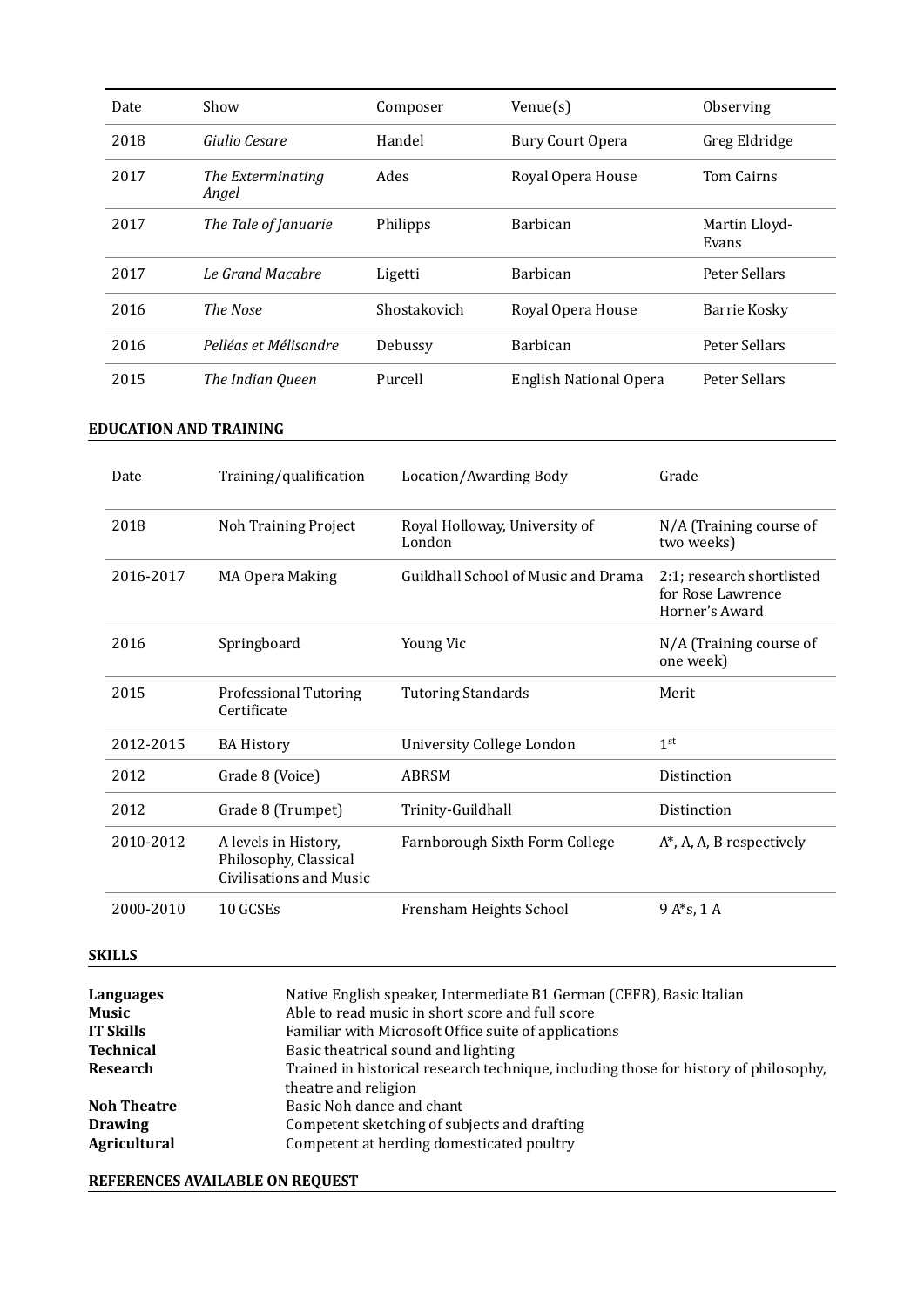| Date | Show | Composer | Venue(s) | Observing |
|---|---|---|---|---|
| 2018 | *Giulio Cesare* | Handel | Bury Court Opera | Greg Eldridge |
| 2017 | *The Exterminating Angel* | Ades | Royal Opera House | Tom Cairns |
| 2017 | *The Tale of Januarie* | Philipps | Barbican | Martin Lloyd-Evans |
| 2017 | *Le Grand Macabre* | Ligetti | Barbican | Peter Sellars |
| 2016 | *The Nose* | Shostakovich | Royal Opera House | Barrie Kosky |
| 2016 | *Pelléas et Mélisandre* | Debussy | Barbican | Peter Sellars |
| 2015 | *The Indian Queen* | Purcell | English National Opera | Peter Sellars |

**EDUCATION AND TRAINING**

| Date | Training/qualification | Location/Awarding Body | Grade |
|---|---|---|---|
| 2018 | Noh Training Project | Royal Holloway, University of London | N/A (Training course of two weeks) |
| 2016-2017 | MA Opera Making | Guildhall School of Music and Drama | 2:1; research shortlisted for Rose Lawrence Horner's Award |
| 2016 | Springboard | Young Vic | N/A (Training course of one week) |
| 2015 | Professional Tutoring Certificate | Tutoring Standards | Merit |
| 2012-2015 | BA History | University College London | 1st |
| 2012 | Grade 8 (Voice) | ABRSM | Distinction |
| 2012 | Grade 8 (Trumpet) | Trinity-Guildhall | Distinction |
| 2010-2012 | A levels in History, Philosophy, Classical Civilisations and Music | Farnborough Sixth Form College | A*, A, A, B respectively |
| 2000-2010 | 10 GCSEs | Frensham Heights School | 9 A*s, 1 A |

**SKILLS**

| | |
|---|---|
| **Languages** | Native English speaker, Intermediate B1 German (CEFR), Basic Italian |
| **Music** | Able to read music in short score and full score |
| **IT Skills** | Familiar with Microsoft Office suite of applications |
| **Technical** | Basic theatrical sound and lighting |
| **Research** | Trained in historical research technique, including those for history of philosophy, theatre and religion |
| **Noh Theatre** | Basic Noh dance and chant |
| **Drawing** | Competent sketching of subjects and drafting |
| **Agricultural** | Competent at herding domesticated poultry |

**REFERENCES AVAILABLE ON REQUEST**